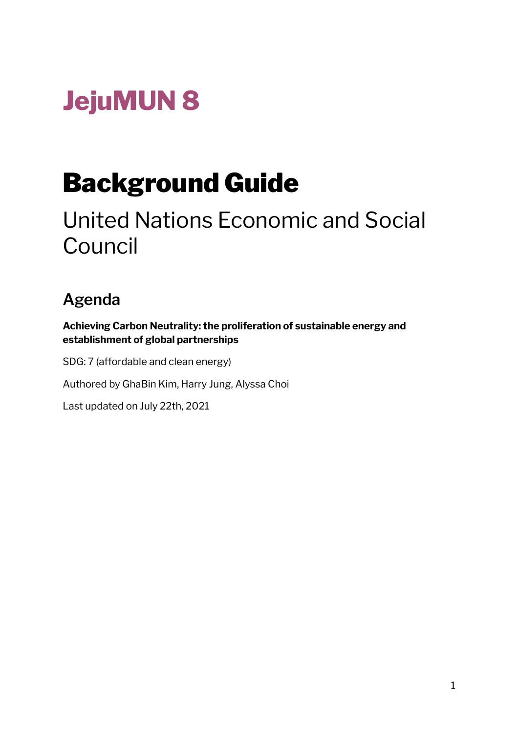# JejuMUN 8

# Background Guide

## United Nations Economic and Social Council

### Agenda

**Achieving Carbon Neutrality: the proliferation of sustainable energy and establishment of global partnerships**

SDG: 7 (affordable and clean energy)

Authored by GhaBin Kim, Harry Jung, Alyssa Choi

Last updated on July 22th, 2021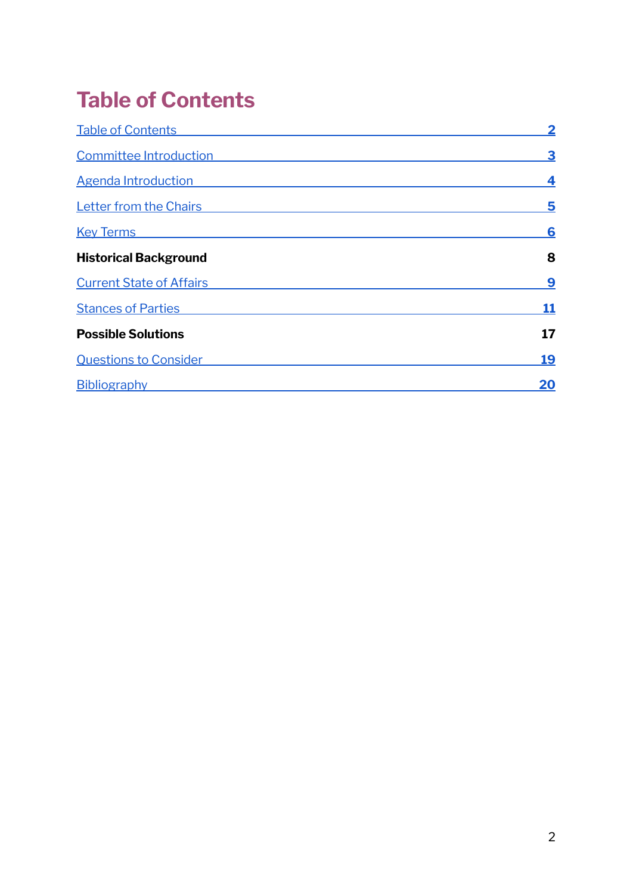# Table of Contents

| | |
|---|---|
| Table of Contents | 2 |
| Committee Introduction | 3 |
| Agenda Introduction | 4 |
| Letter from the Chairs | 5 |
| Key Terms | 6 |
| **Historical Background** | **8** |
| Current State of Affairs | 9 |
| Stances of Parties | 11 |
| **Possible Solutions** | **17** |
| Questions to Consider | 19 |
| Bibliography | 20 |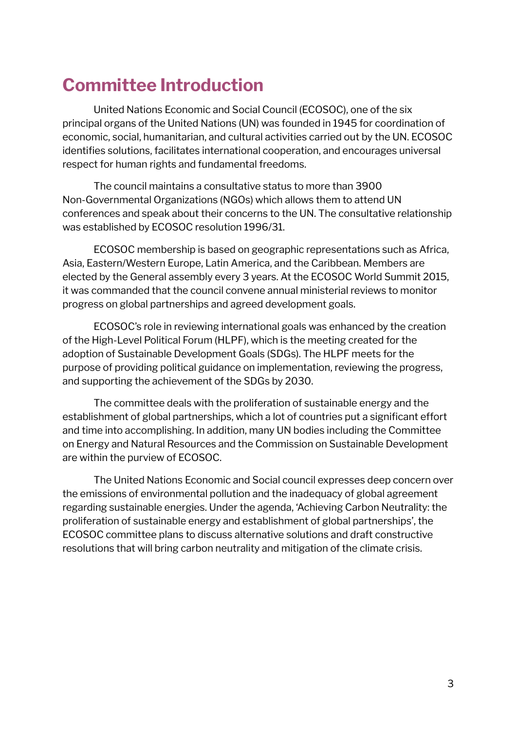# Committee Introduction

United Nations Economic and Social Council (ECOSOC), one of the six principal organs of the United Nations (UN) was founded in 1945 for coordination of economic, social, humanitarian, and cultural activities carried out by the UN. ECOSOC identifies solutions, facilitates international cooperation, and encourages universal respect for human rights and fundamental freedoms.

The council maintains a consultative status to more than 3900 Non-Governmental Organizations (NGOs) which allows them to attend UN conferences and speak about their concerns to the UN. The consultative relationship was established by ECOSOC resolution 1996/31.

ECOSOC membership is based on geographic representations such as Africa, Asia, Eastern/Western Europe, Latin America, and the Caribbean. Members are elected by the General assembly every 3 years. At the ECOSOC World Summit 2015, it was commanded that the council convene annual ministerial reviews to monitor progress on global partnerships and agreed development goals.

ECOSOC's role in reviewing international goals was enhanced by the creation of the High-Level Political Forum (HLPF), which is the meeting created for the adoption of Sustainable Development Goals (SDGs). The HLPF meets for the purpose of providing political guidance on implementation, reviewing the progress, and supporting the achievement of the SDGs by 2030.

The committee deals with the proliferation of sustainable energy and the establishment of global partnerships, which a lot of countries put a significant effort and time into accomplishing. In addition, many UN bodies including the Committee on Energy and Natural Resources and the Commission on Sustainable Development are within the purview of ECOSOC.

The United Nations Economic and Social council expresses deep concern over the emissions of environmental pollution and the inadequacy of global agreement regarding sustainable energies. Under the agenda, 'Achieving Carbon Neutrality: the proliferation of sustainable energy and establishment of global partnerships', the ECOSOC committee plans to discuss alternative solutions and draft constructive resolutions that will bring carbon neutrality and mitigation of the climate crisis.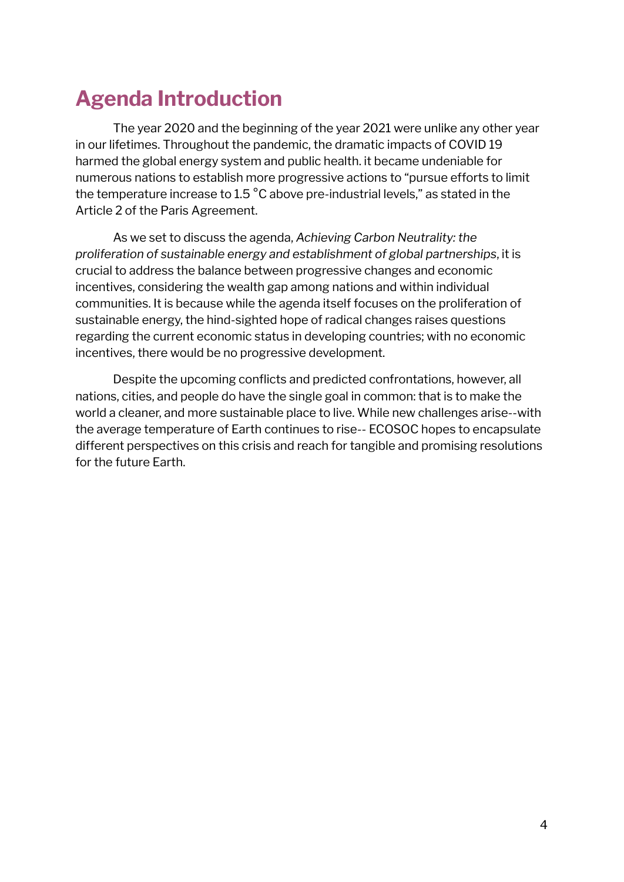# Agenda Introduction

The year 2020 and the beginning of the year 2021 were unlike any other year in our lifetimes. Throughout the pandemic, the dramatic impacts of COVID 19 harmed the global energy system and public health. it became undeniable for numerous nations to establish more progressive actions to “pursue efforts to limit the temperature increase to 1.5 °C above pre-industrial levels,” as stated in the Article 2 of the Paris Agreement.

As we set to discuss the agenda, *Achieving Carbon Neutrality: the proliferation of sustainable energy and establishment of global partnerships*, it is crucial to address the balance between progressive changes and economic incentives, considering the wealth gap among nations and within individual communities. It is because while the agenda itself focuses on the proliferation of sustainable energy, the hind-sighted hope of radical changes raises questions regarding the current economic status in developing countries; with no economic incentives, there would be no progressive development.

Despite the upcoming conflicts and predicted confrontations, however, all nations, cities, and people do have the single goal in common: that is to make the world a cleaner, and more sustainable place to live. While new challenges arise--with the average temperature of Earth continues to rise-- ECOSOC hopes to encapsulate different perspectives on this crisis and reach for tangible and promising resolutions for the future Earth.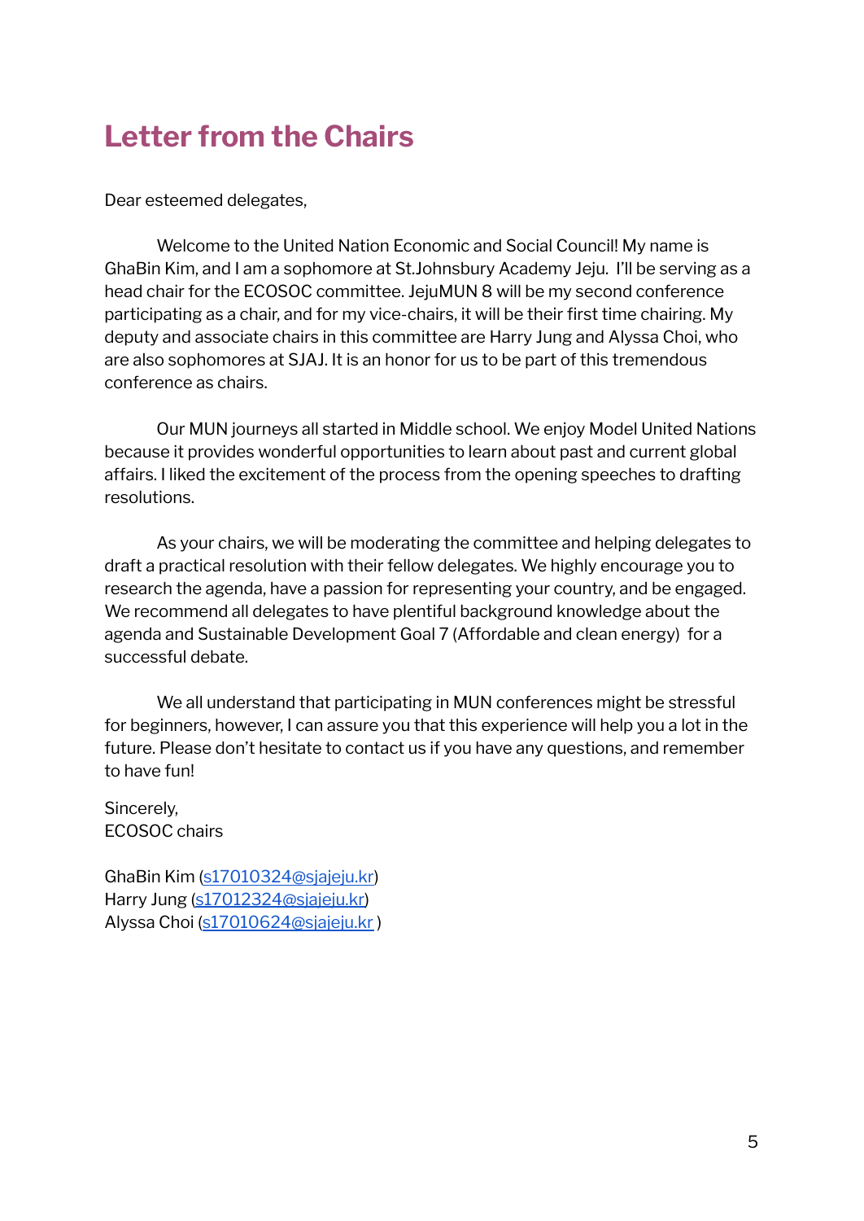# Letter from the Chairs

Dear esteemed delegates,

Welcome to the United Nation Economic and Social Council! My name is GhaBin Kim, and I am a sophomore at St.Johnsbury Academy Jeju. I'll be serving as a head chair for the ECOSOC committee. JejuMUN 8 will be my second conference participating as a chair, and for my vice-chairs, it will be their first time chairing. My deputy and associate chairs in this committee are Harry Jung and Alyssa Choi, who are also sophomores at SJAJ. It is an honor for us to be part of this tremendous conference as chairs.

Our MUN journeys all started in Middle school. We enjoy Model United Nations because it provides wonderful opportunities to learn about past and current global affairs. I liked the excitement of the process from the opening speeches to drafting resolutions.

As your chairs, we will be moderating the committee and helping delegates to draft a practical resolution with their fellow delegates. We highly encourage you to research the agenda, have a passion for representing your country, and be engaged. We recommend all delegates to have plentiful background knowledge about the agenda and Sustainable Development Goal 7 (Affordable and clean energy) for a successful debate.

We all understand that participating in MUN conferences might be stressful for beginners, however, I can assure you that this experience will help you a lot in the future. Please don't hesitate to contact us if you have any questions, and remember to have fun!

Sincerely,
ECOSOC chairs

GhaBin Kim (s17010324@sjajeju.kr)
Harry Jung (s17012324@sjajeju.kr)
Alyssa Choi (s17010624@sjajeju.kr )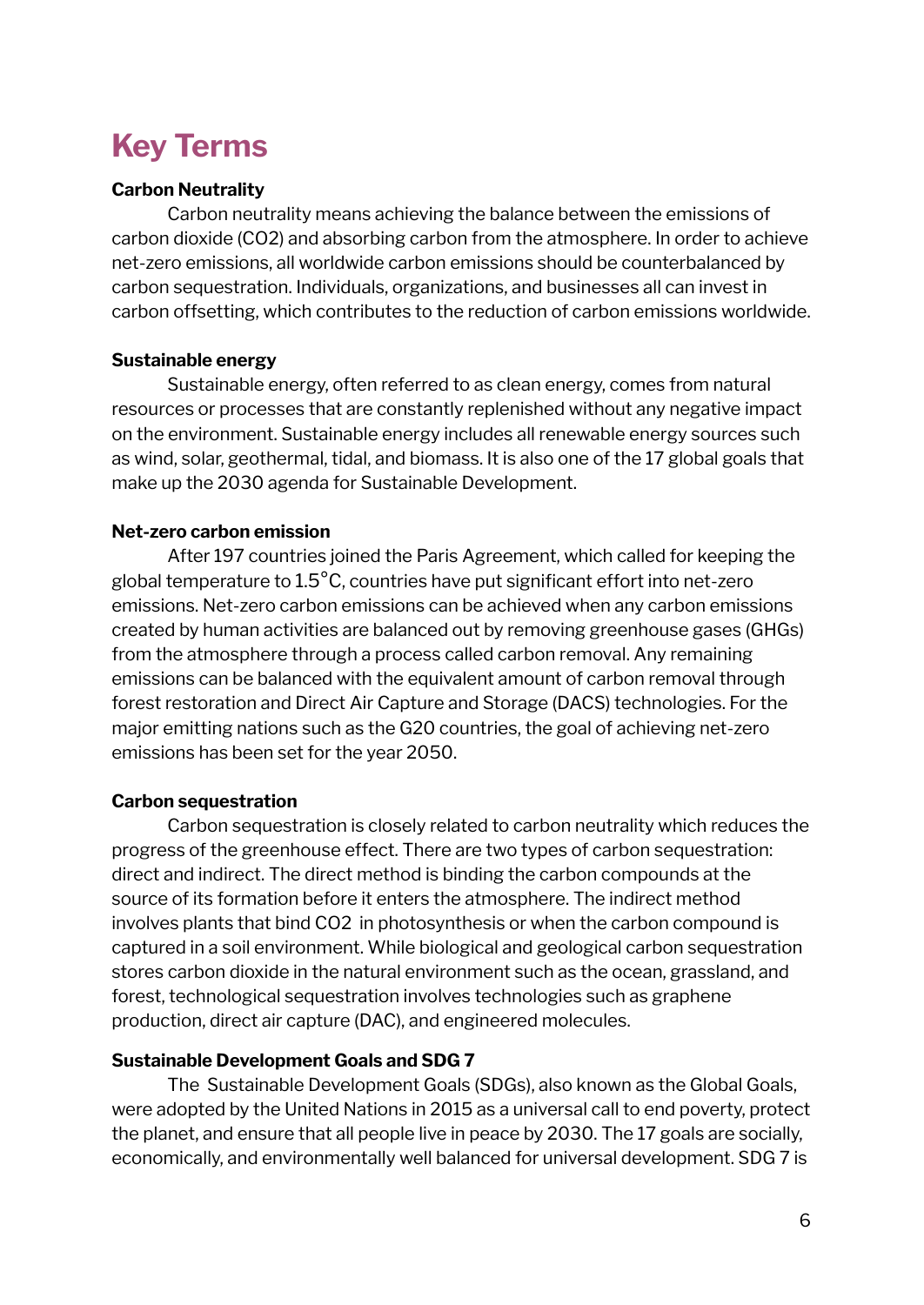# Key Terms

**Carbon Neutrality**

Carbon neutrality means achieving the balance between the emissions of carbon dioxide ($CO_2$) and absorbing carbon from the atmosphere. In order to achieve net-zero emissions, all worldwide carbon emissions should be counterbalanced by carbon sequestration. Individuals, organizations, and businesses all can invest in carbon offsetting, which contributes to the reduction of carbon emissions worldwide.

**Sustainable energy**

Sustainable energy, often referred to as clean energy, comes from natural resources or processes that are constantly replenished without any negative impact on the environment. Sustainable energy includes all renewable energy sources such as wind, solar, geothermal, tidal, and biomass. It is also one of the 17 global goals that make up the 2030 agenda for Sustainable Development.

**Net-zero carbon emission**

After 197 countries joined the Paris Agreement, which called for keeping the global temperature to 1.5°C, countries have put significant effort into net-zero emissions. Net-zero carbon emissions can be achieved when any carbon emissions created by human activities are balanced out by removing greenhouse gases (GHGs) from the atmosphere through a process called carbon removal. Any remaining emissions can be balanced with the equivalent amount of carbon removal through forest restoration and Direct Air Capture and Storage (DACS) technologies. For the major emitting nations such as the G20 countries, the goal of achieving net-zero emissions has been set for the year 2050.

**Carbon sequestration**

Carbon sequestration is closely related to carbon neutrality which reduces the progress of the greenhouse effect. There are two types of carbon sequestration: direct and indirect. The direct method is binding the carbon compounds at the source of its formation before it enters the atmosphere. The indirect method involves plants that bind $CO_2$ in photosynthesis or when the carbon compound is captured in a soil environment. While biological and geological carbon sequestration stores carbon dioxide in the natural environment such as the ocean, grassland, and forest, technological sequestration involves technologies such as graphene production, direct air capture (DAC), and engineered molecules.

**Sustainable Development Goals and SDG 7**

The Sustainable Development Goals (SDGs), also known as the Global Goals, were adopted by the United Nations in 2015 as a universal call to end poverty, protect the planet, and ensure that all people live in peace by 2030. The 17 goals are socially, economically, and environmentally well balanced for universal development. SDG 7 is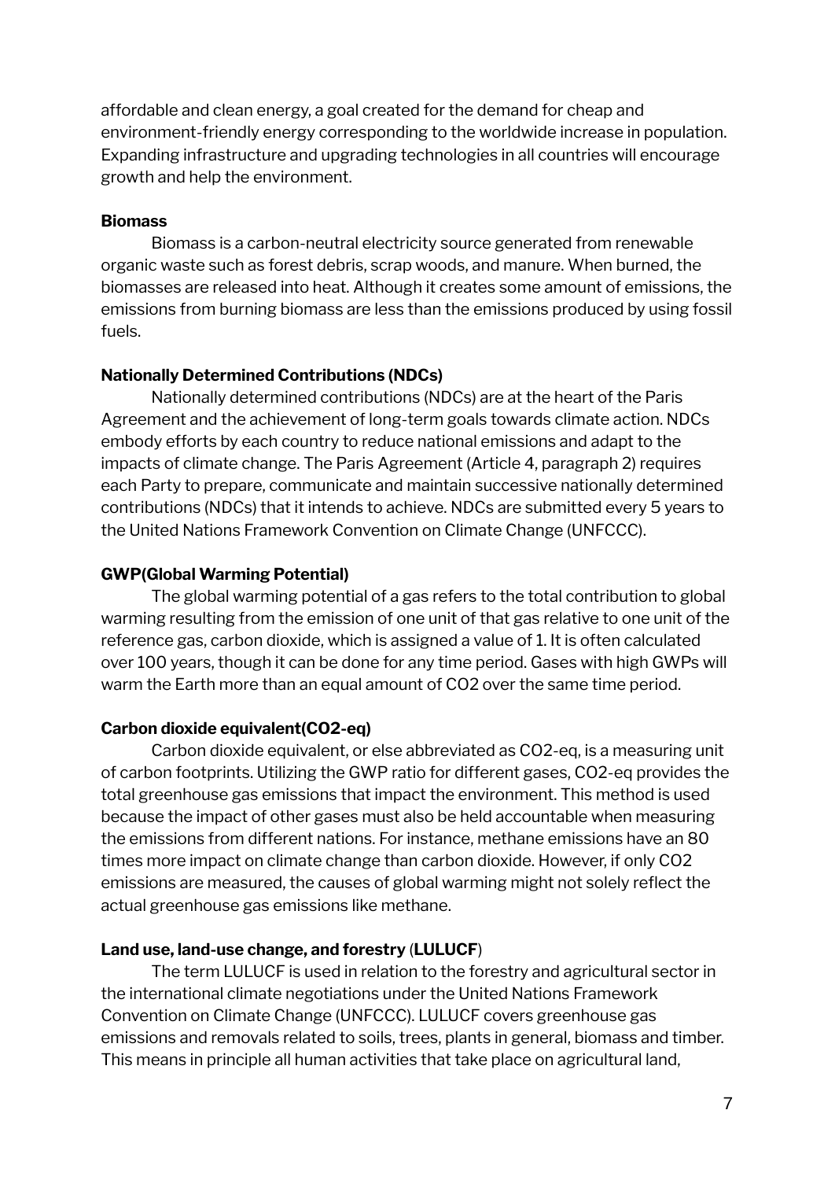affordable and clean energy, a goal created for the demand for cheap and environment-friendly energy corresponding to the worldwide increase in population. Expanding infrastructure and upgrading technologies in all countries will encourage growth and help the environment.

**Biomass**

Biomass is a carbon-neutral electricity source generated from renewable organic waste such as forest debris, scrap woods, and manure. When burned, the biomasses are released into heat. Although it creates some amount of emissions, the emissions from burning biomass are less than the emissions produced by using fossil fuels.

**Nationally Determined Contributions (NDCs)**

Nationally determined contributions (NDCs) are at the heart of the Paris Agreement and the achievement of long-term goals towards climate action. NDCs embody efforts by each country to reduce national emissions and adapt to the impacts of climate change. The Paris Agreement (Article 4, paragraph 2) requires each Party to prepare, communicate and maintain successive nationally determined contributions (NDCs) that it intends to achieve. NDCs are submitted every 5 years to the United Nations Framework Convention on Climate Change (UNFCCC).

**GWP(Global Warming Potential)**

The global warming potential of a gas refers to the total contribution to global warming resulting from the emission of one unit of that gas relative to one unit of the reference gas, carbon dioxide, which is assigned a value of 1. It is often calculated over 100 years, though it can be done for any time period. Gases with high GWPs will warm the Earth more than an equal amount of $CO_2$ over the same time period.

**Carbon dioxide equivalent($CO_2$-eq)**

Carbon dioxide equivalent, or else abbreviated as $CO_2$-eq, is a measuring unit of carbon footprints. Utilizing the GWP ratio for different gases, $CO_2$-eq provides the total greenhouse gas emissions that impact the environment. This method is used because the impact of other gases must also be held accountable when measuring the emissions from different nations. For instance, methane emissions have an 80 times more impact on climate change than carbon dioxide. However, if only $CO_2$ emissions are measured, the causes of global warming might not solely reflect the actual greenhouse gas emissions like methane.

**Land use, land-use change, and forestry (LULUCF)**

The term LULUCF is used in relation to the forestry and agricultural sector in the international climate negotiations under the United Nations Framework Convention on Climate Change (UNFCCC). LULUCF covers greenhouse gas emissions and removals related to soils, trees, plants in general, biomass and timber. This means in principle all human activities that take place on agricultural land,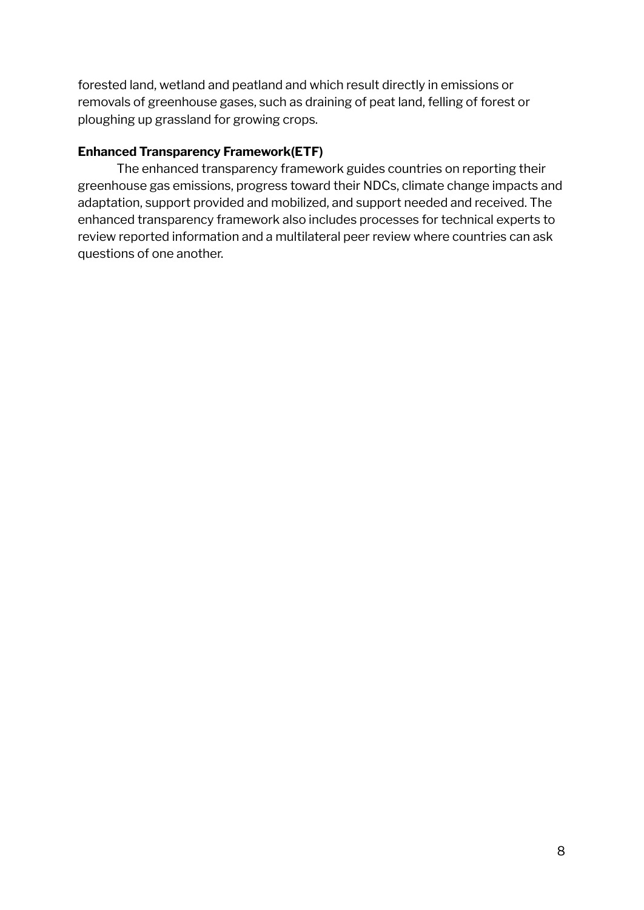forested land, wetland and peatland and which result directly in emissions or removals of greenhouse gases, such as draining of peat land, felling of forest or ploughing up grassland for growing crops.

**Enhanced Transparency Framework(ETF)**

The enhanced transparency framework guides countries on reporting their greenhouse gas emissions, progress toward their NDCs, climate change impacts and adaptation, support provided and mobilized, and support needed and received. The enhanced transparency framework also includes processes for technical experts to review reported information and a multilateral peer review where countries can ask questions of one another.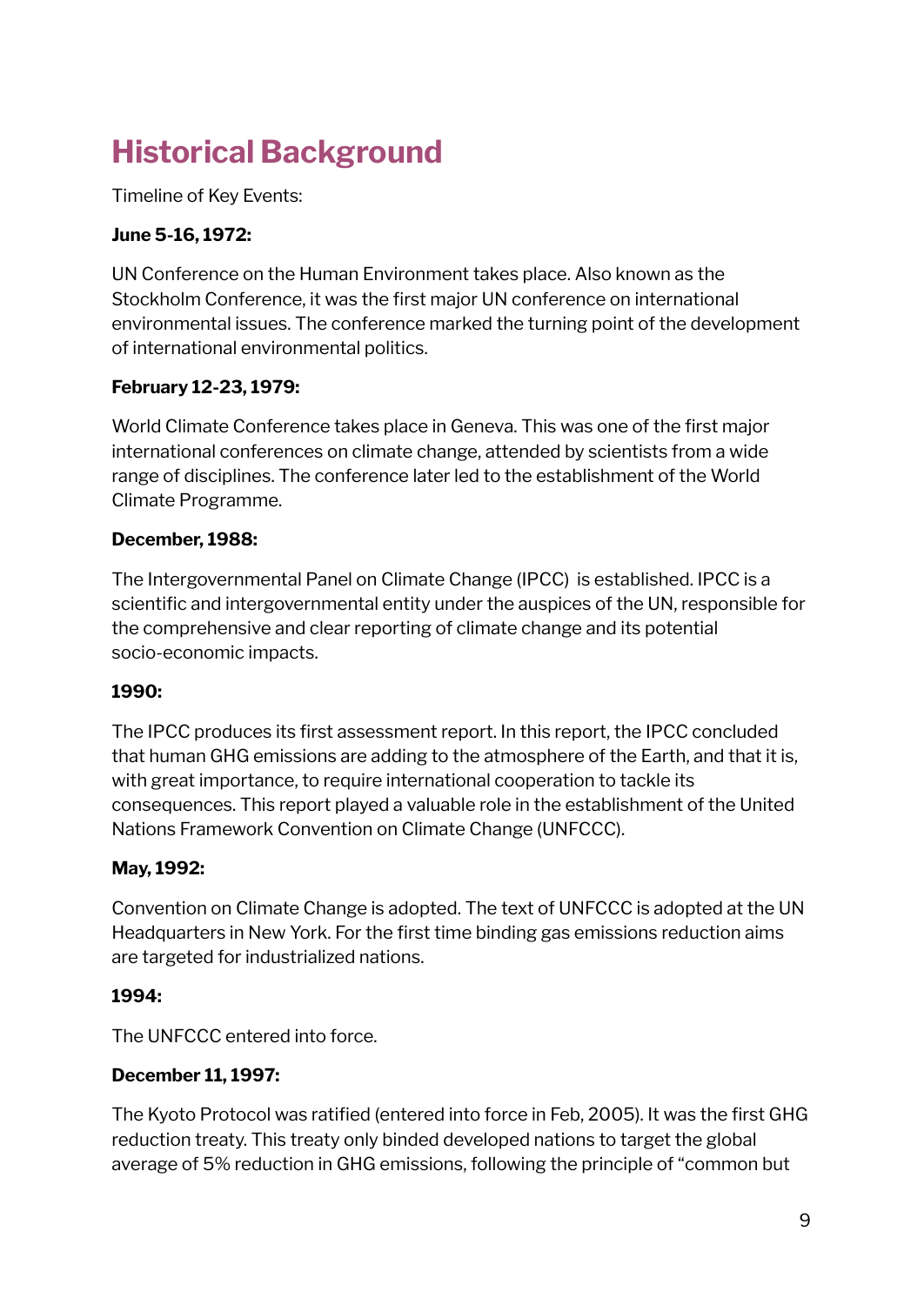# Historical Background

Timeline of Key Events:

**June 5-16, 1972:**

UN Conference on the Human Environment takes place. Also known as the Stockholm Conference, it was the first major UN conference on international environmental issues. The conference marked the turning point of the development of international environmental politics.

**February 12-23, 1979:**

World Climate Conference takes place in Geneva. This was one of the first major international conferences on climate change, attended by scientists from a wide range of disciplines. The conference later led to the establishment of the World Climate Programme.

**December, 1988:**

The Intergovernmental Panel on Climate Change (IPCC) is established. IPCC is a scientific and intergovernmental entity under the auspices of the UN, responsible for the comprehensive and clear reporting of climate change and its potential socio-economic impacts.

**1990:**

The IPCC produces its first assessment report. In this report, the IPCC concluded that human GHG emissions are adding to the atmosphere of the Earth, and that it is, with great importance, to require international cooperation to tackle its consequences. This report played a valuable role in the establishment of the United Nations Framework Convention on Climate Change (UNFCCC).

**May, 1992:**

Convention on Climate Change is adopted. The text of UNFCCC is adopted at the UN Headquarters in New York. For the first time binding gas emissions reduction aims are targeted for industrialized nations.

**1994:**

The UNFCCC entered into force.

**December 11, 1997:**

The Kyoto Protocol was ratified (entered into force in Feb, 2005). It was the first GHG reduction treaty. This treaty only binded developed nations to target the global average of 5% reduction in GHG emissions, following the principle of "common but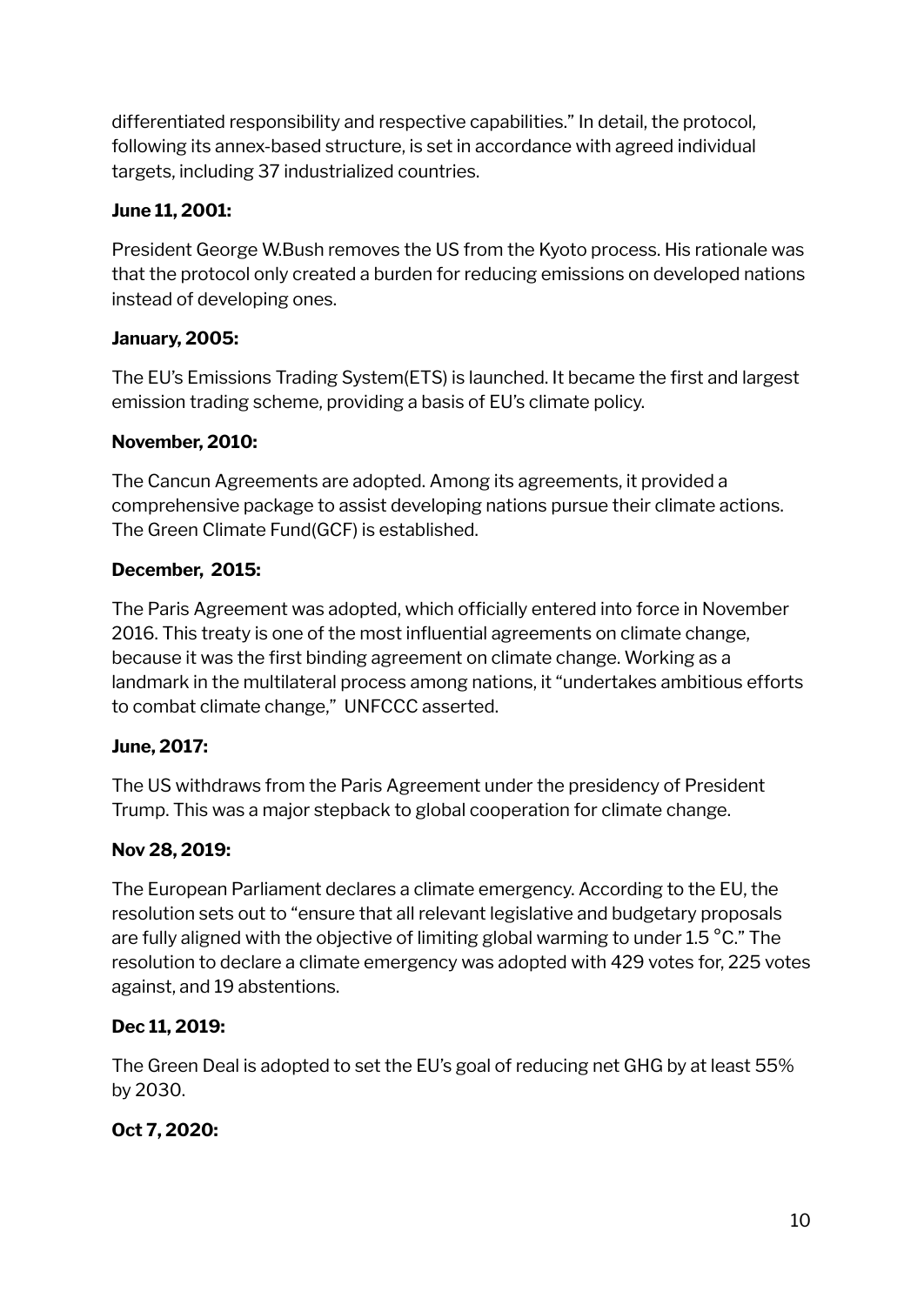differentiated responsibility and respective capabilities." In detail, the protocol, following its annex-based structure, is set in accordance with agreed individual targets, including 37 industrialized countries.

**June 11, 2001:**

President George W.Bush removes the US from the Kyoto process. His rationale was that the protocol only created a burden for reducing emissions on developed nations instead of developing ones.

**January, 2005:**

The EU's Emissions Trading System(ETS) is launched. It became the first and largest emission trading scheme, providing a basis of EU's climate policy.

**November, 2010:**

The Cancun Agreements are adopted. Among its agreements, it provided a comprehensive package to assist developing nations pursue their climate actions. The Green Climate Fund(GCF) is established.

**December, 2015:**

The Paris Agreement was adopted, which officially entered into force in November 2016. This treaty is one of the most influential agreements on climate change, because it was the first binding agreement on climate change. Working as a landmark in the multilateral process among nations, it "undertakes ambitious efforts to combat climate change," UNFCCC asserted.

**June, 2017:**

The US withdraws from the Paris Agreement under the presidency of President Trump. This was a major stepback to global cooperation for climate change.

**Nov 28, 2019:**

The European Parliament declares a climate emergency. According to the EU, the resolution sets out to "ensure that all relevant legislative and budgetary proposals are fully aligned with the objective of limiting global warming to under 1.5 °C." The resolution to declare a climate emergency was adopted with 429 votes for, 225 votes against, and 19 abstentions.

**Dec 11, 2019:**

The Green Deal is adopted to set the EU's goal of reducing net GHG by at least 55% by 2030.

**Oct 7, 2020:**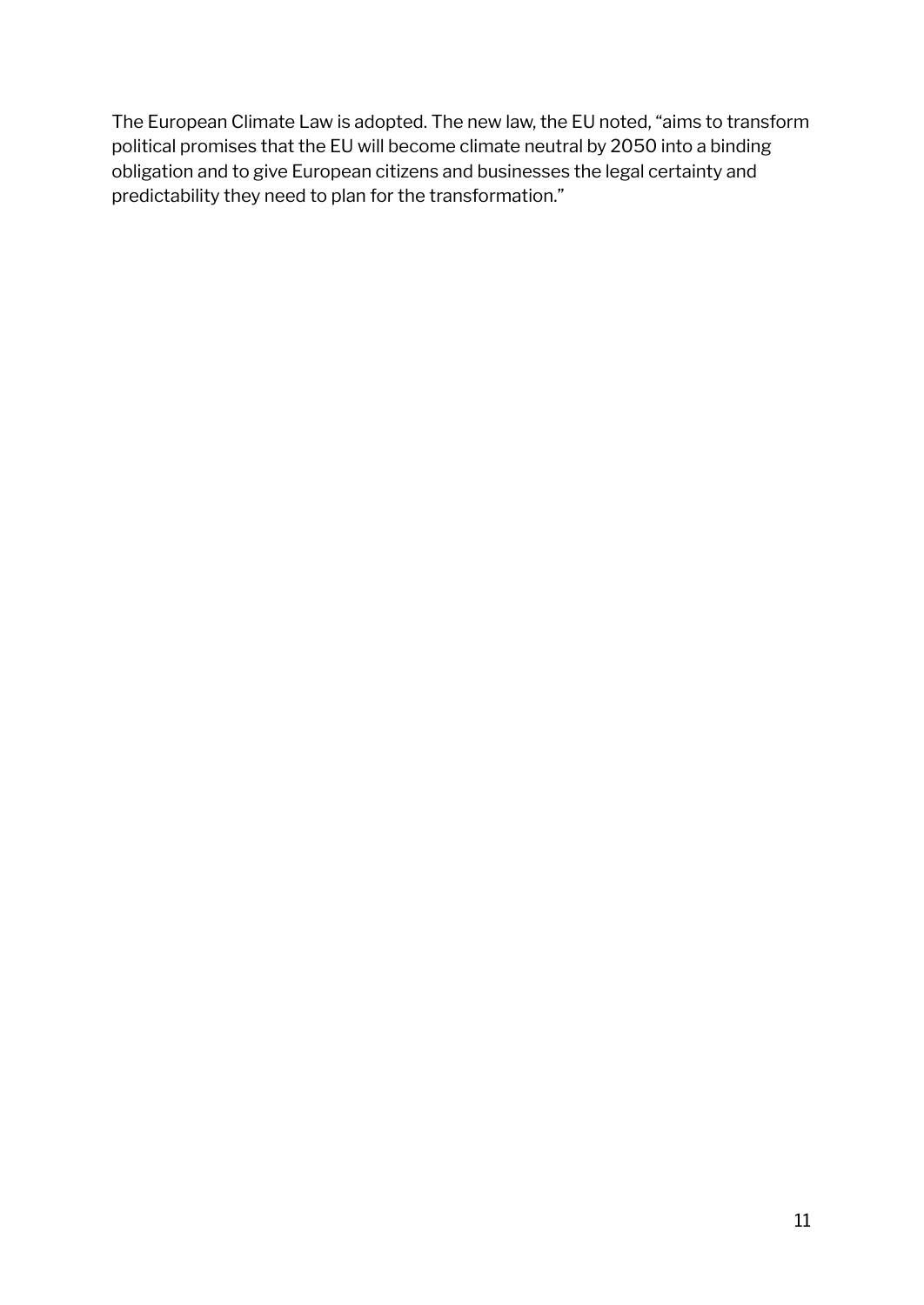The European Climate Law is adopted. The new law, the EU noted, "aims to transform political promises that the EU will become climate neutral by 2050 into a binding obligation and to give European citizens and businesses the legal certainty and predictability they need to plan for the transformation."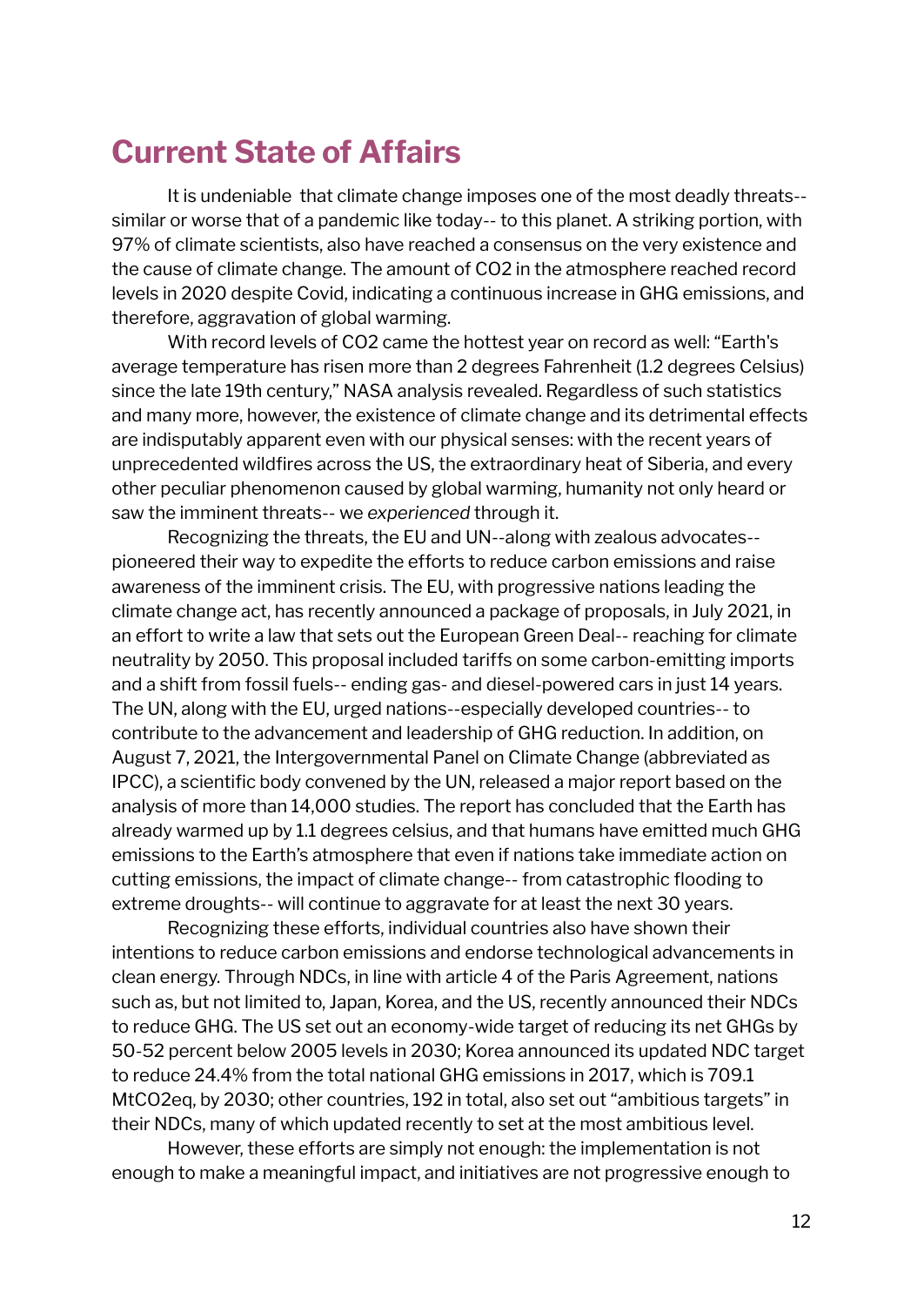## Current State of Affairs

It is undeniable that climate change imposes one of the most deadly threats-- similar or worse that of a pandemic like today-- to this planet. A striking portion, with 97% of climate scientists, also have reached a consensus on the very existence and the cause of climate change. The amount of $CO_2$ in the atmosphere reached record levels in 2020 despite Covid, indicating a continuous increase in GHG emissions, and therefore, aggravation of global warming.

With record levels of $CO_2$ came the hottest year on record as well: "Earth's average temperature has risen more than 2 degrees Fahrenheit (1.2 degrees Celsius) since the late 19th century," NASA analysis revealed. Regardless of such statistics and many more, however, the existence of climate change and its detrimental effects are indisputably apparent even with our physical senses: with the recent years of unprecedented wildfires across the US, the extraordinary heat of Siberia, and every other peculiar phenomenon caused by global warming, humanity not only heard or saw the imminent threats-- we *experienced* through it.

Recognizing the threats, the EU and UN--along with zealous advocates-- pioneered their way to expedite the efforts to reduce carbon emissions and raise awareness of the imminent crisis. The EU, with progressive nations leading the climate change act, has recently announced a package of proposals, in July 2021, in an effort to write a law that sets out the European Green Deal-- reaching for climate neutrality by 2050. This proposal included tariffs on some carbon-emitting imports and a shift from fossil fuels-- ending gas- and diesel-powered cars in just 14 years. The UN, along with the EU, urged nations--especially developed countries-- to contribute to the advancement and leadership of GHG reduction. In addition, on August 7, 2021, the Intergovernmental Panel on Climate Change (abbreviated as IPCC), a scientific body convened by the UN, released a major report based on the analysis of more than 14,000 studies. The report has concluded that the Earth has already warmed up by 1.1 degrees celsius, and that humans have emitted much GHG emissions to the Earth's atmosphere that even if nations take immediate action on cutting emissions, the impact of climate change-- from catastrophic flooding to extreme droughts-- will continue to aggravate for at least the next 30 years.

Recognizing these efforts, individual countries also have shown their intentions to reduce carbon emissions and endorse technological advancements in clean energy. Through NDCs, in line with article 4 of the Paris Agreement, nations such as, but not limited to, Japan, Korea, and the US, recently announced their NDCs to reduce GHG. The US set out an economy-wide target of reducing its net GHGs by 50-52 percent below 2005 levels in 2030; Korea announced its updated NDC target to reduce 24.4% from the total national GHG emissions in 2017, which is 709.1 $MtCO_2eq$, by 2030; other countries, 192 in total, also set out "ambitious targets" in their NDCs, many of which updated recently to set at the most ambitious level.

However, these efforts are simply not enough: the implementation is not enough to make a meaningful impact, and initiatives are not progressive enough to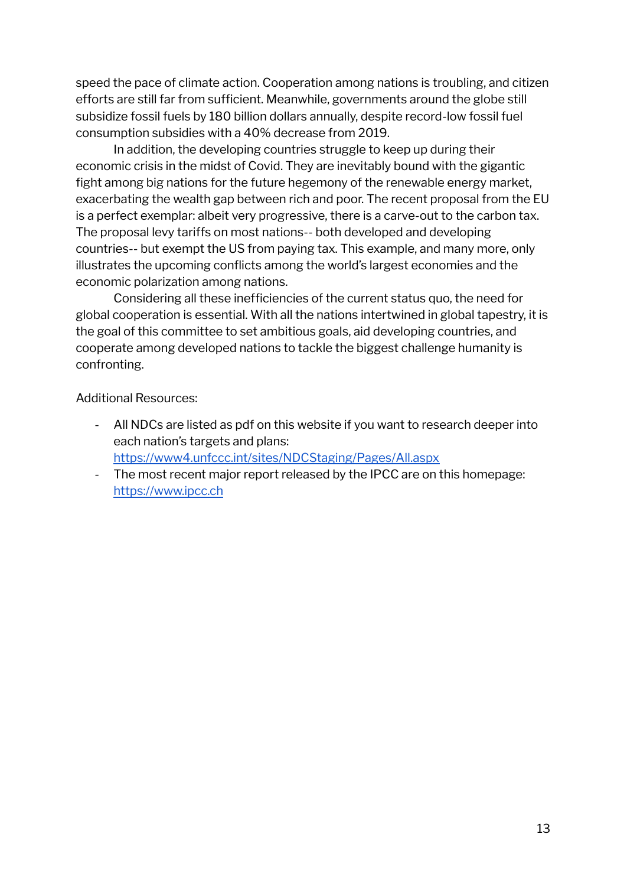speed the pace of climate action. Cooperation among nations is troubling, and citizen efforts are still far from sufficient. Meanwhile, governments around the globe still subsidize fossil fuels by 180 billion dollars annually, despite record-low fossil fuel consumption subsidies with a 40% decrease from 2019.

In addition, the developing countries struggle to keep up during their economic crisis in the midst of Covid. They are inevitably bound with the gigantic fight among big nations for the future hegemony of the renewable energy market, exacerbating the wealth gap between rich and poor. The recent proposal from the EU is a perfect exemplar: albeit very progressive, there is a carve-out to the carbon tax. The proposal levy tariffs on most nations-- both developed and developing countries-- but exempt the US from paying tax. This example, and many more, only illustrates the upcoming conflicts among the world's largest economies and the economic polarization among nations.

Considering all these inefficiencies of the current status quo, the need for global cooperation is essential. With all the nations intertwined in global tapestry, it is the goal of this committee to set ambitious goals, aid developing countries, and cooperate among developed nations to tackle the biggest challenge humanity is confronting.

Additional Resources:

- All NDCs are listed as pdf on this website if you want to research deeper into each nation's targets and plans: https://www4.unfccc.int/sites/NDCStaging/Pages/All.aspx
- The most recent major report released by the IPCC are on this homepage: https://www.ipcc.ch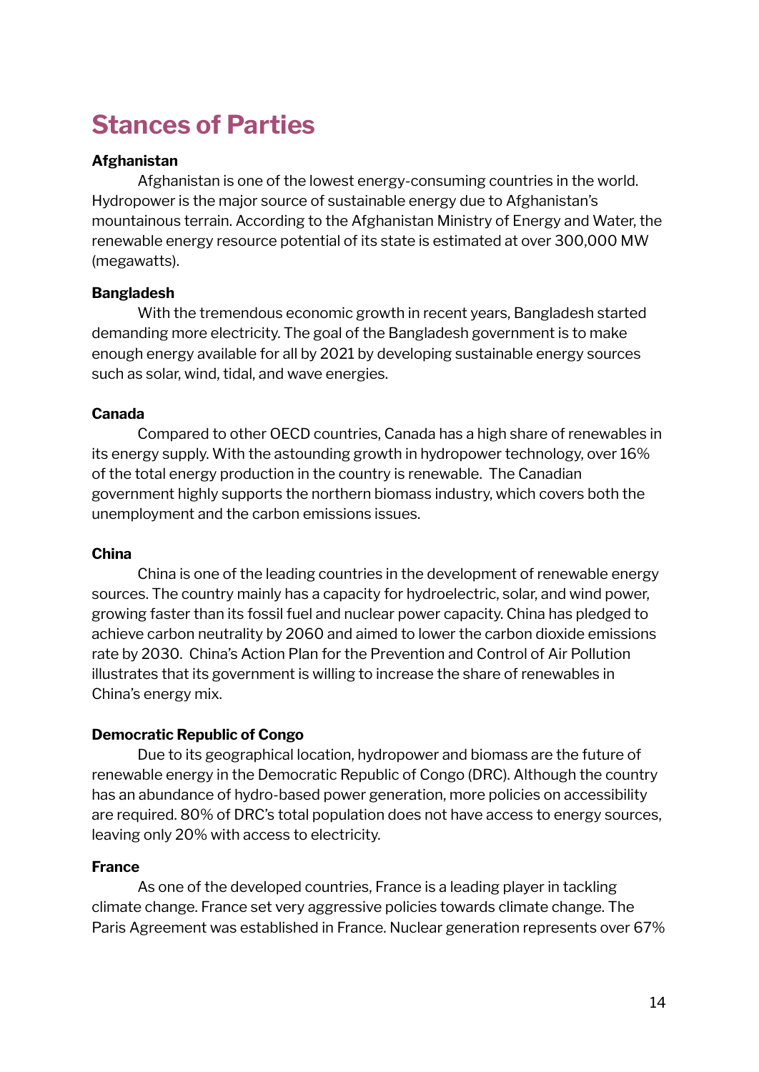# Stances of Parties

**Afghanistan**

Afghanistan is one of the lowest energy-consuming countries in the world. Hydropower is the major source of sustainable energy due to Afghanistan's mountainous terrain. According to the Afghanistan Ministry of Energy and Water, the renewable energy resource potential of its state is estimated at over 300,000 MW (megawatts).

**Bangladesh**

With the tremendous economic growth in recent years, Bangladesh started demanding more electricity. The goal of the Bangladesh government is to make enough energy available for all by 2021 by developing sustainable energy sources such as solar, wind, tidal, and wave energies.

**Canada**

Compared to other OECD countries, Canada has a high share of renewables in its energy supply. With the astounding growth in hydropower technology, over 16% of the total energy production in the country is renewable. The Canadian government highly supports the northern biomass industry, which covers both the unemployment and the carbon emissions issues.

**China**

China is one of the leading countries in the development of renewable energy sources. The country mainly has a capacity for hydroelectric, solar, and wind power, growing faster than its fossil fuel and nuclear power capacity. China has pledged to achieve carbon neutrality by 2060 and aimed to lower the carbon dioxide emissions rate by 2030. China's Action Plan for the Prevention and Control of Air Pollution illustrates that its government is willing to increase the share of renewables in China's energy mix.

**Democratic Republic of Congo**

Due to its geographical location, hydropower and biomass are the future of renewable energy in the Democratic Republic of Congo (DRC). Although the country has an abundance of hydro-based power generation, more policies on accessibility are required. 80% of DRC's total population does not have access to energy sources, leaving only 20% with access to electricity.

**France**

As one of the developed countries, France is a leading player in tackling climate change. France set very aggressive policies towards climate change. The Paris Agreement was established in France. Nuclear generation represents over 67%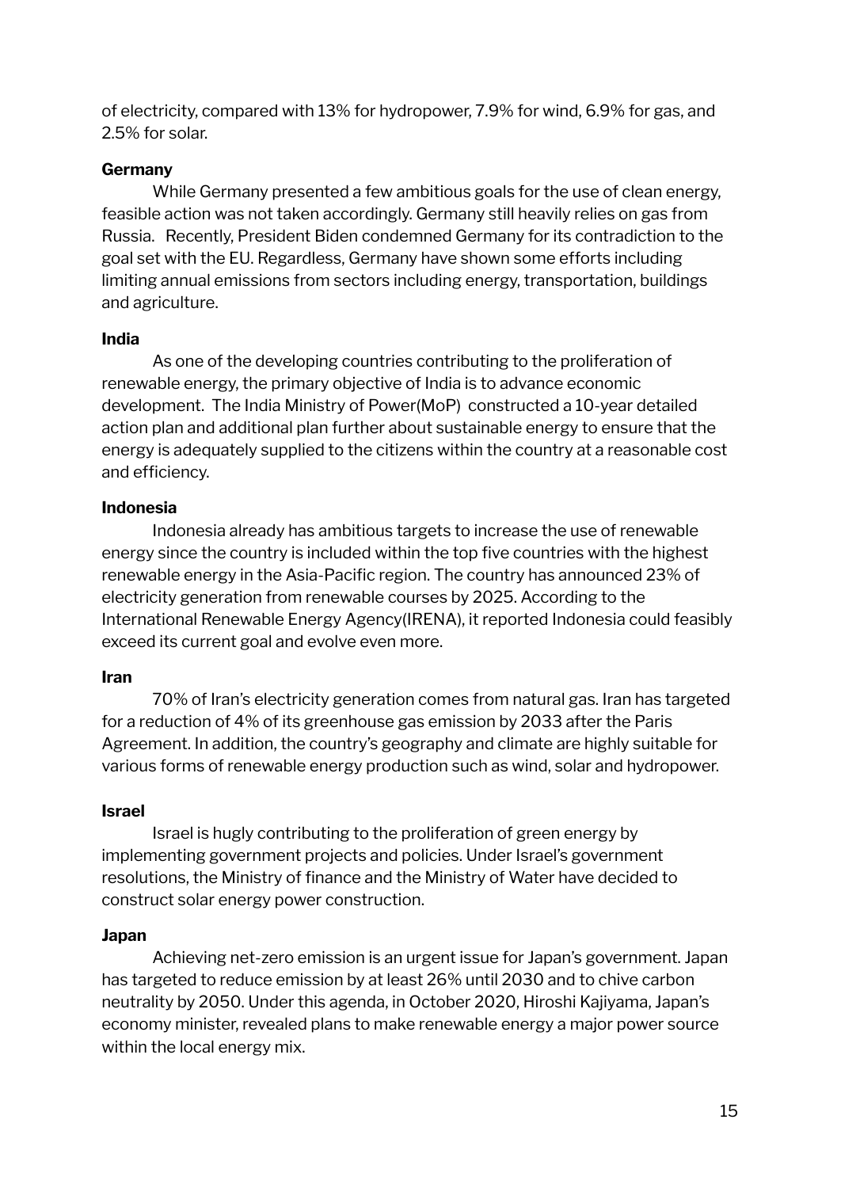of electricity, compared with 13% for hydropower, 7.9% for wind, 6.9% for gas, and 2.5% for solar.

**Germany**

While Germany presented a few ambitious goals for the use of clean energy, feasible action was not taken accordingly. Germany still heavily relies on gas from Russia.  Recently, President Biden condemned Germany for its contradiction to the goal set with the EU. Regardless, Germany have shown some efforts including limiting annual emissions from sectors including energy, transportation, buildings and agriculture.

**India**

As one of the developing countries contributing to the proliferation of renewable energy, the primary objective of India is to advance economic development.  The India Ministry of Power(MoP)  constructed a 10-year detailed action plan and additional plan further about sustainable energy to ensure that the energy is adequately supplied to the citizens within the country at a reasonable cost and efficiency.

**Indonesia**

Indonesia already has ambitious targets to increase the use of renewable energy since the country is included within the top five countries with the highest renewable energy in the Asia-Pacific region. The country has announced 23% of electricity generation from renewable courses by 2025. According to the International Renewable Energy Agency(IRENA), it reported Indonesia could feasibly exceed its current goal and evolve even more.

**Iran**

70% of Iran's electricity generation comes from natural gas. Iran has targeted for a reduction of 4% of its greenhouse gas emission by 2033 after the Paris Agreement. In addition, the country's geography and climate are highly suitable for various forms of renewable energy production such as wind, solar and hydropower.

**Israel**

Israel is hugly contributing to the proliferation of green energy by implementing government projects and policies. Under Israel's government resolutions, the Ministry of finance and the Ministry of Water have decided to construct solar energy power construction.

**Japan**

Achieving net-zero emission is an urgent issue for Japan's government. Japan has targeted to reduce emission by at least 26% until 2030 and to chive carbon neutrality by 2050. Under this agenda, in October 2020, Hiroshi Kajiyama, Japan's economy minister, revealed plans to make renewable energy a major power source within the local energy mix.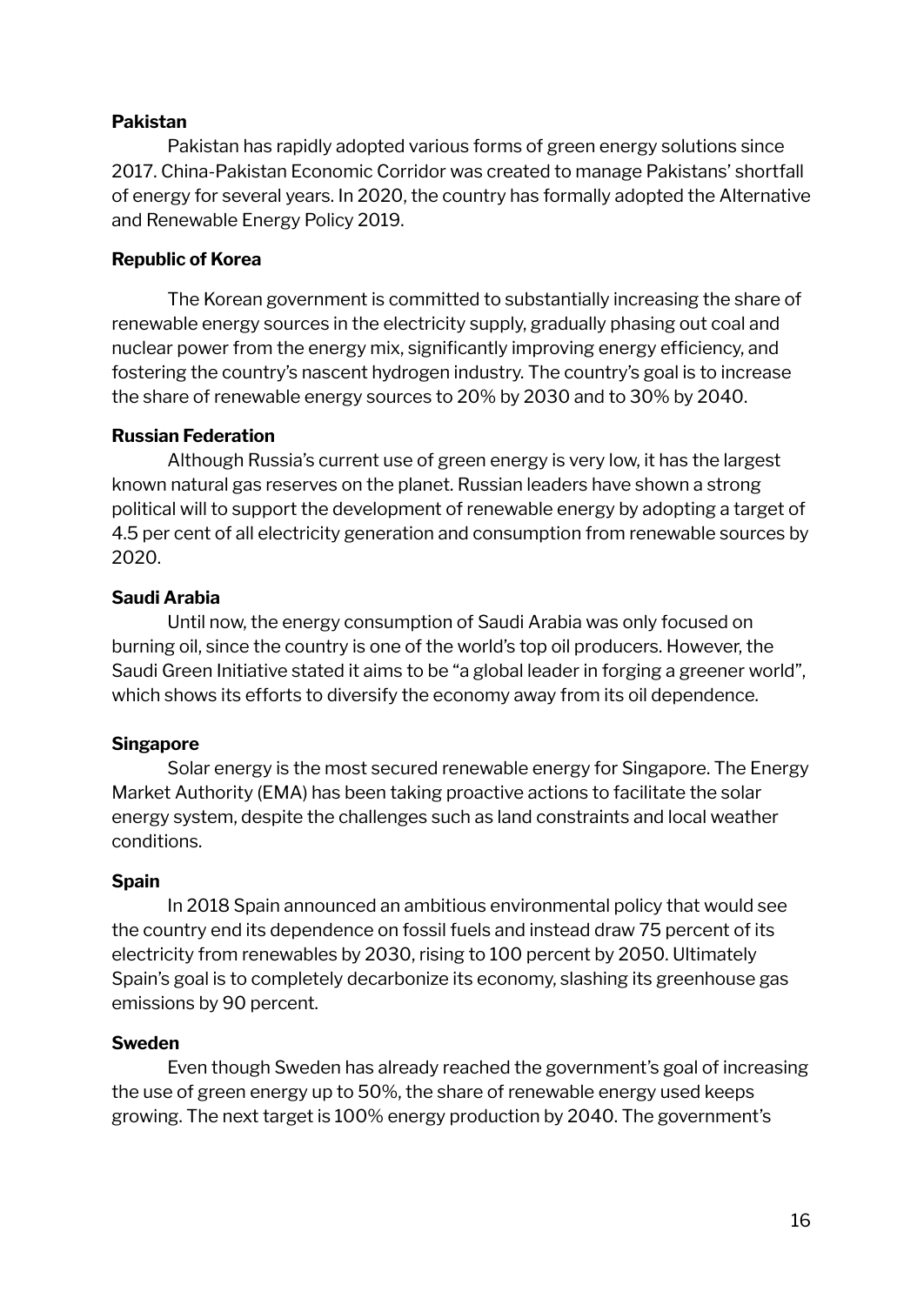**Pakistan**

Pakistan has rapidly adopted various forms of green energy solutions since 2017. China-Pakistan Economic Corridor was created to manage Pakistans' shortfall of energy for several years. In 2020, the country has formally adopted the Alternative and Renewable Energy Policy 2019.

**Republic of Korea**

The Korean government is committed to substantially increasing the share of renewable energy sources in the electricity supply, gradually phasing out coal and nuclear power from the energy mix, significantly improving energy efficiency, and fostering the country's nascent hydrogen industry. The country's goal is to increase the share of renewable energy sources to 20% by 2030 and to 30% by 2040.

**Russian Federation**

Although Russia's current use of green energy is very low, it has the largest known natural gas reserves on the planet. Russian leaders have shown a strong political will to support the development of renewable energy by adopting a target of 4.5 per cent of all electricity generation and consumption from renewable sources by 2020.

**Saudi Arabia**

Until now, the energy consumption of Saudi Arabia was only focused on burning oil, since the country is one of the world's top oil producers. However, the Saudi Green Initiative stated it aims to be "a global leader in forging a greener world", which shows its efforts to diversify the economy away from its oil dependence.

**Singapore**

Solar energy is the most secured renewable energy for Singapore. The Energy Market Authority (EMA) has been taking proactive actions to facilitate the solar energy system, despite the challenges such as land constraints and local weather conditions.

**Spain**

In 2018 Spain announced an ambitious environmental policy that would see the country end its dependence on fossil fuels and instead draw 75 percent of its electricity from renewables by 2030, rising to 100 percent by 2050. Ultimately Spain's goal is to completely decarbonize its economy, slashing its greenhouse gas emissions by 90 percent.

**Sweden**

Even though Sweden has already reached the government's goal of increasing the use of green energy up to 50%, the share of renewable energy used keeps growing. The next target is 100% energy production by 2040. The government's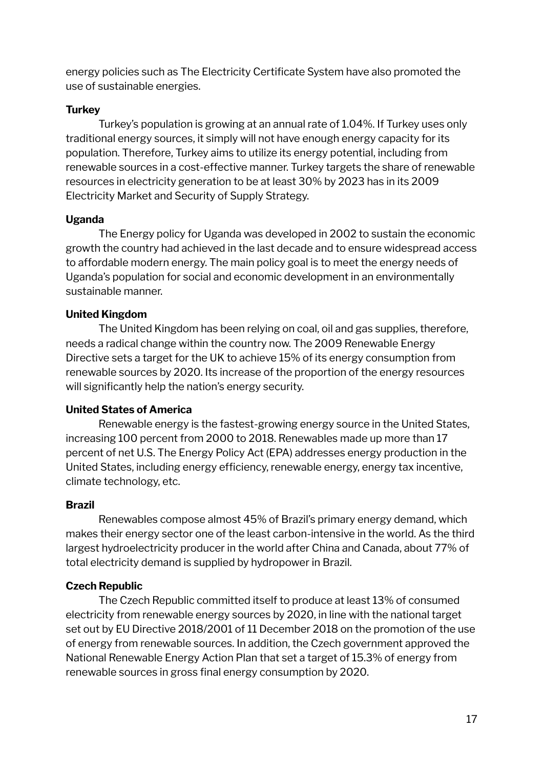energy policies such as The Electricity Certificate System have also promoted the use of sustainable energies.

**Turkey**

Turkey's population is growing at an annual rate of 1.04%. If Turkey uses only traditional energy sources, it simply will not have enough energy capacity for its population. Therefore, Turkey aims to utilize its energy potential, including from renewable sources in a cost-effective manner. Turkey targets the share of renewable resources in electricity generation to be at least 30% by 2023 has in its 2009 Electricity Market and Security of Supply Strategy.

**Uganda**

The Energy policy for Uganda was developed in 2002 to sustain the economic growth the country had achieved in the last decade and to ensure widespread access to affordable modern energy. The main policy goal is to meet the energy needs of Uganda's population for social and economic development in an environmentally sustainable manner.

**United Kingdom**

The United Kingdom has been relying on coal, oil and gas supplies, therefore, needs a radical change within the country now. The 2009 Renewable Energy Directive sets a target for the UK to achieve 15% of its energy consumption from renewable sources by 2020. Its increase of the proportion of the energy resources will significantly help the nation's energy security.

**United States of America**

Renewable energy is the fastest-growing energy source in the United States, increasing 100 percent from 2000 to 2018. Renewables made up more than 17 percent of net U.S. The Energy Policy Act (EPA) addresses energy production in the United States, including energy efficiency, renewable energy, energy tax incentive, climate technology, etc.

**Brazil**

Renewables compose almost 45% of Brazil's primary energy demand, which makes their energy sector one of the least carbon-intensive in the world. As the third largest hydroelectricity producer in the world after China and Canada, about 77% of total electricity demand is supplied by hydropower in Brazil.

**Czech Republic**

The Czech Republic committed itself to produce at least 13% of consumed electricity from renewable energy sources by 2020, in line with the national target set out by EU Directive 2018/2001 of 11 December 2018 on the promotion of the use of energy from renewable sources. In addition, the Czech government approved the National Renewable Energy Action Plan that set a target of 15.3% of energy from renewable sources in gross final energy consumption by 2020.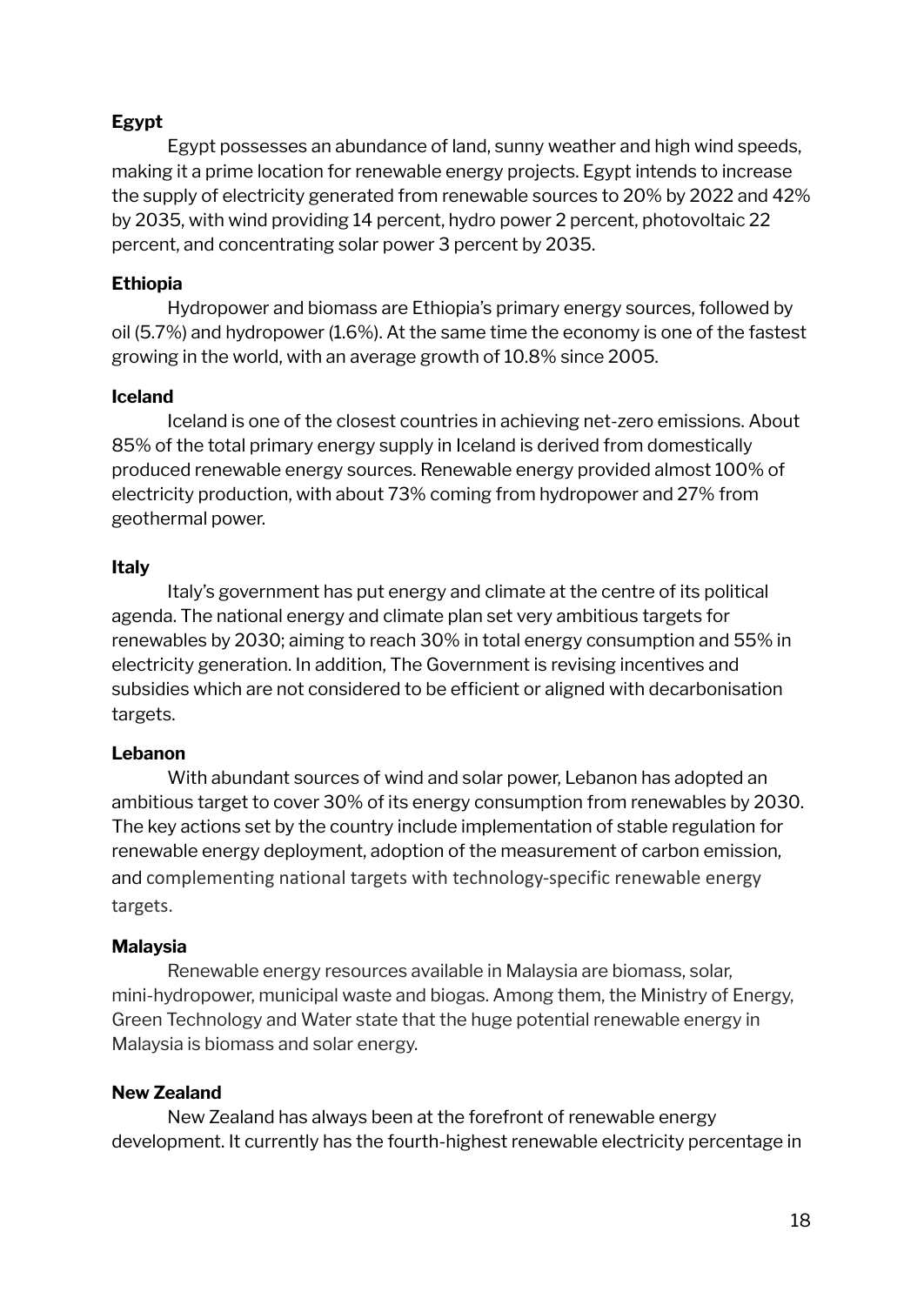**Egypt**

Egypt possesses an abundance of land, sunny weather and high wind speeds, making it a prime location for renewable energy projects. Egypt intends to increase the supply of electricity generated from renewable sources to 20% by 2022 and 42% by 2035, with wind providing 14 percent, hydro power 2 percent, photovoltaic 22 percent, and concentrating solar power 3 percent by 2035.

**Ethiopia**

Hydropower and biomass are Ethiopia's primary energy sources, followed by oil (5.7%) and hydropower (1.6%). At the same time the economy is one of the fastest growing in the world, with an average growth of 10.8% since 2005.

**Iceland**

Iceland is one of the closest countries in achieving net-zero emissions. About 85% of the total primary energy supply in Iceland is derived from domestically produced renewable energy sources. Renewable energy provided almost 100% of electricity production, with about 73% coming from hydropower and 27% from geothermal power.

**Italy**

Italy's government has put energy and climate at the centre of its political agenda. The national energy and climate plan set very ambitious targets for renewables by 2030; aiming to reach 30% in total energy consumption and 55% in electricity generation. In addition, The Government is revising incentives and subsidies which are not considered to be efficient or aligned with decarbonisation targets.

**Lebanon**

With abundant sources of wind and solar power, Lebanon has adopted an ambitious target to cover 30% of its energy consumption from renewables by 2030. The key actions set by the country include implementation of stable regulation for renewable energy deployment, adoption of the measurement of carbon emission, and complementing national targets with technology-specific renewable energy targets.

**Malaysia**

Renewable energy resources available in Malaysia are biomass, solar, mini-hydropower, municipal waste and biogas. Among them, the Ministry of Energy, Green Technology and Water state that the huge potential renewable energy in Malaysia is biomass and solar energy.

**New Zealand**

New Zealand has always been at the forefront of renewable energy development. It currently has the fourth-highest renewable electricity percentage in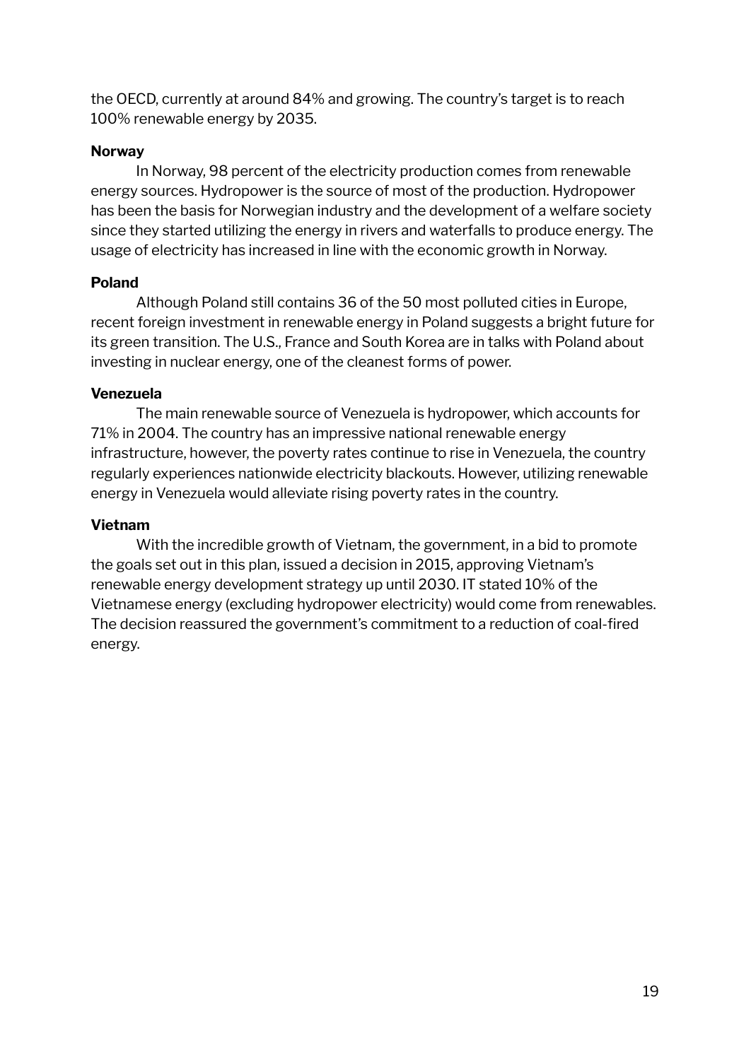the OECD, currently at around 84% and growing. The country's target is to reach 100% renewable energy by 2035.

**Norway**

In Norway, 98 percent of the electricity production comes from renewable energy sources. Hydropower is the source of most of the production. Hydropower has been the basis for Norwegian industry and the development of a welfare society since they started utilizing the energy in rivers and waterfalls to produce energy. The usage of electricity has increased in line with the economic growth in Norway.

**Poland**

Although Poland still contains 36 of the 50 most polluted cities in Europe, recent foreign investment in renewable energy in Poland suggests a bright future for its green transition. The U.S., France and South Korea are in talks with Poland about investing in nuclear energy, one of the cleanest forms of power.

**Venezuela**

The main renewable source of Venezuela is hydropower, which accounts for 71% in 2004. The country has an impressive national renewable energy infrastructure, however, the poverty rates continue to rise in Venezuela, the country regularly experiences nationwide electricity blackouts. However, utilizing renewable energy in Venezuela would alleviate rising poverty rates in the country.

**Vietnam**

With the incredible growth of Vietnam, the government, in a bid to promote the goals set out in this plan, issued a decision in 2015, approving Vietnam's renewable energy development strategy up until 2030. IT stated 10% of the Vietnamese energy (excluding hydropower electricity) would come from renewables. The decision reassured the government's commitment to a reduction of coal-fired energy.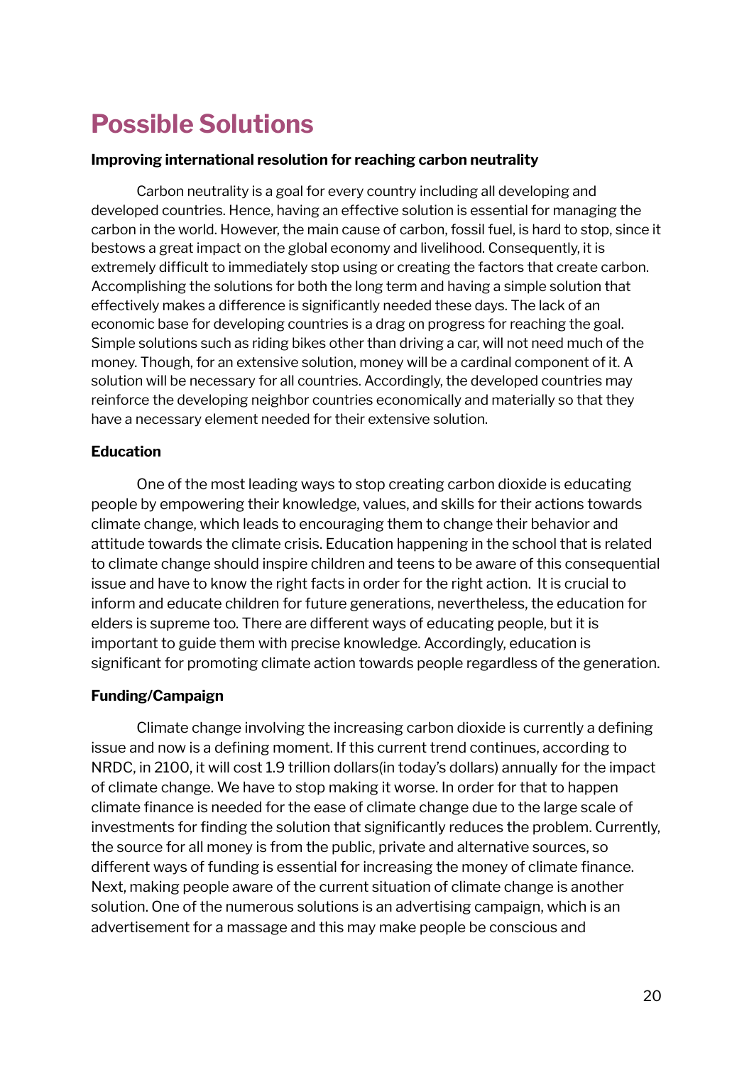## Possible Solutions

**Improving international resolution for reaching carbon neutrality**

Carbon neutrality is a goal for every country including all developing and developed countries. Hence, having an effective solution is essential for managing the carbon in the world. However, the main cause of carbon, fossil fuel, is hard to stop, since it bestows a great impact on the global economy and livelihood. Consequently, it is extremely difficult to immediately stop using or creating the factors that create carbon. Accomplishing the solutions for both the long term and having a simple solution that effectively makes a difference is significantly needed these days. The lack of an economic base for developing countries is a drag on progress for reaching the goal. Simple solutions such as riding bikes other than driving a car, will not need much of the money. Though, for an extensive solution, money will be a cardinal component of it. A solution will be necessary for all countries. Accordingly, the developed countries may reinforce the developing neighbor countries economically and materially so that they have a necessary element needed for their extensive solution.

**Education**

One of the most leading ways to stop creating carbon dioxide is educating people by empowering their knowledge, values, and skills for their actions towards climate change, which leads to encouraging them to change their behavior and attitude towards the climate crisis. Education happening in the school that is related to climate change should inspire children and teens to be aware of this consequential issue and have to know the right facts in order for the right action. It is crucial to inform and educate children for future generations, nevertheless, the education for elders is supreme too. There are different ways of educating people, but it is important to guide them with precise knowledge. Accordingly, education is significant for promoting climate action towards people regardless of the generation.

**Funding/Campaign**

Climate change involving the increasing carbon dioxide is currently a defining issue and now is a defining moment. If this current trend continues, according to NRDC, in 2100, it will cost 1.9 trillion dollars(in today's dollars) annually for the impact of climate change. We have to stop making it worse. In order for that to happen climate finance is needed for the ease of climate change due to the large scale of investments for finding the solution that significantly reduces the problem. Currently, the source for all money is from the public, private and alternative sources, so different ways of funding is essential for increasing the money of climate finance. Next, making people aware of the current situation of climate change is another solution. One of the numerous solutions is an advertising campaign, which is an advertisement for a massage and this may make people be conscious and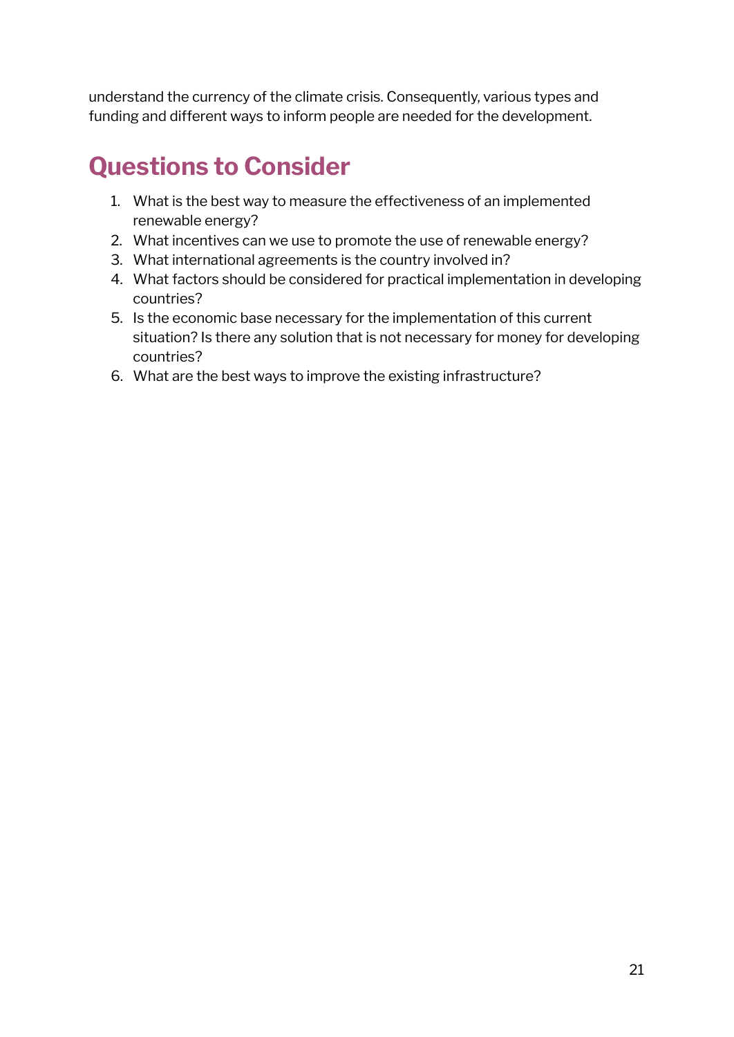understand the currency of the climate crisis. Consequently, various types and funding and different ways to inform people are needed for the development.

## Questions to Consider

1. What is the best way to measure the effectiveness of an implemented renewable energy?
2. What incentives can we use to promote the use of renewable energy?
3. What international agreements is the country involved in?
4. What factors should be considered for practical implementation in developing countries?
5. Is the economic base necessary for the implementation of this current situation? Is there any solution that is not necessary for money for developing countries?
6. What are the best ways to improve the existing infrastructure?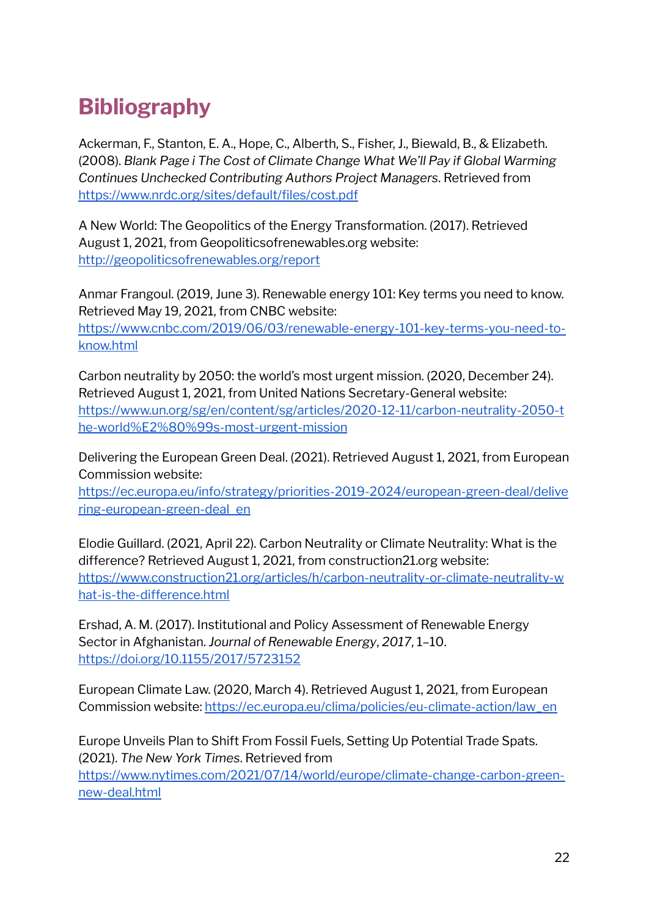# Bibliography

Ackerman, F., Stanton, E. A., Hope, C., Alberth, S., Fisher, J., Biewald, B., & Elizabeth. (2008). *Blank Page i The Cost of Climate Change What We'll Pay if Global Warming Continues Unchecked Contributing Authors Project Managers*. Retrieved from https://www.nrdc.org/sites/default/files/cost.pdf

A New World: The Geopolitics of the Energy Transformation. (2017). Retrieved August 1, 2021, from Geopoliticsofrenewables.org website: http://geopoliticsofrenewables.org/report

Anmar Frangoul. (2019, June 3). Renewable energy 101: Key terms you need to know. Retrieved May 19, 2021, from CNBC website: https://www.cnbc.com/2019/06/03/renewable-energy-101-key-terms-you-need-to-know.html

Carbon neutrality by 2050: the world's most urgent mission. (2020, December 24). Retrieved August 1, 2021, from United Nations Secretary-General website: https://www.un.org/sg/en/content/sg/articles/2020-12-11/carbon-neutrality-2050-the-world%E2%80%99s-most-urgent-mission

Delivering the European Green Deal. (2021). Retrieved August 1, 2021, from European Commission website: https://ec.europa.eu/info/strategy/priorities-2019-2024/european-green-deal/delivering-european-green-deal_en

Elodie Guillard. (2021, April 22). Carbon Neutrality or Climate Neutrality: What is the difference? Retrieved August 1, 2021, from construction21.org website: https://www.construction21.org/articles/h/carbon-neutrality-or-climate-neutrality-what-is-the-difference.html

Ershad, A. M. (2017). Institutional and Policy Assessment of Renewable Energy Sector in Afghanistan. *Journal of Renewable Energy*, *2017*, 1–10. https://doi.org/10.1155/2017/5723152

European Climate Law. (2020, March 4). Retrieved August 1, 2021, from European Commission website: https://ec.europa.eu/clima/policies/eu-climate-action/law_en

Europe Unveils Plan to Shift From Fossil Fuels, Setting Up Potential Trade Spats. (2021). *The New York Times*. Retrieved from https://www.nytimes.com/2021/07/14/world/europe/climate-change-carbon-green-new-deal.html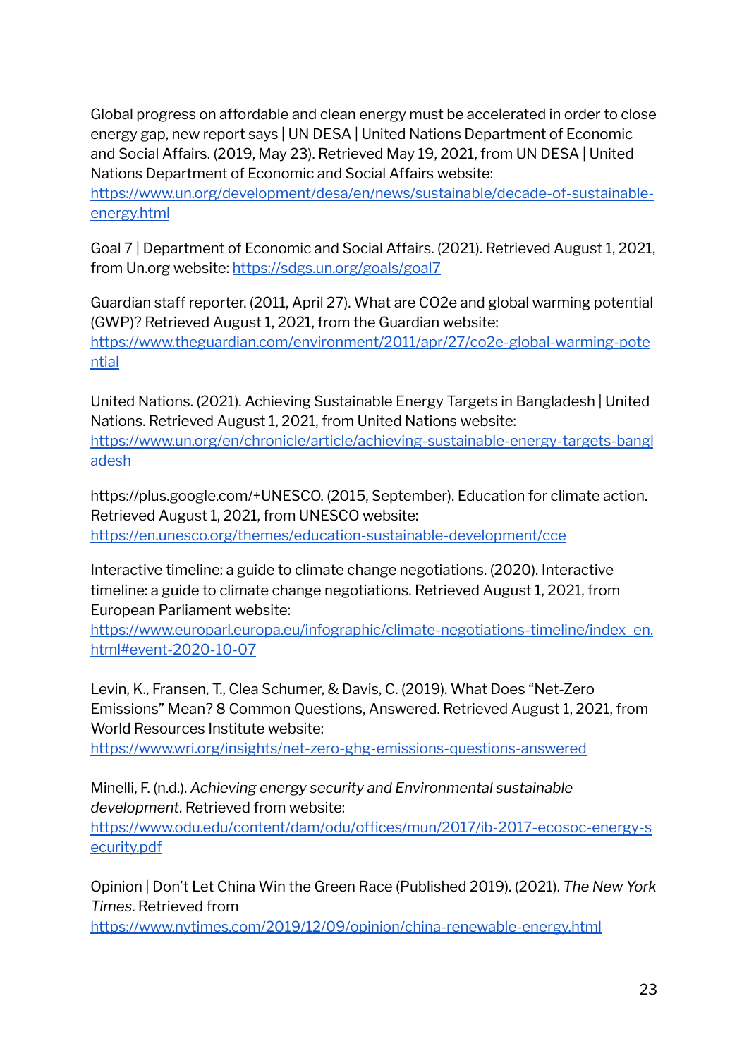Global progress on affordable and clean energy must be accelerated in order to close energy gap, new report says | UN DESA | United Nations Department of Economic and Social Affairs. (2019, May 23). Retrieved May 19, 2021, from UN DESA | United Nations Department of Economic and Social Affairs website: [https://www.un.org/development/desa/en/news/sustainable/decade-of-sustainable-energy.html](https://www.un.org/development/desa/en/news/sustainable/decade-of-sustainable-energy.html)

Goal 7 | Department of Economic and Social Affairs. (2021). Retrieved August 1, 2021, from Un.org website: [https://sdgs.un.org/goals/goal7](https://sdgs.un.org/goals/goal7)

Guardian staff reporter. (2011, April 27). What are CO2e and global warming potential (GWP)? Retrieved August 1, 2021, from the Guardian website: [https://www.theguardian.com/environment/2011/apr/27/co2e-global-warming-potential](https://www.theguardian.com/environment/2011/apr/27/co2e-global-warming-potential)

United Nations. (2021). Achieving Sustainable Energy Targets in Bangladesh | United Nations. Retrieved August 1, 2021, from United Nations website: [https://www.un.org/en/chronicle/article/achieving-sustainable-energy-targets-bangladesh](https://www.un.org/en/chronicle/article/achieving-sustainable-energy-targets-bangladesh)

https://plus.google.com/+UNESCO. (2015, September). Education for climate action. Retrieved August 1, 2021, from UNESCO website: [https://en.unesco.org/themes/education-sustainable-development/cce](https://en.unesco.org/themes/education-sustainable-development/cce)

Interactive timeline: a guide to climate change negotiations. (2020). Interactive timeline: a guide to climate change negotiations. Retrieved August 1, 2021, from European Parliament website: [https://www.europarl.europa.eu/infographic/climate-negotiations-timeline/index_en.html#event-2020-10-07](https://www.europarl.europa.eu/infographic/climate-negotiations-timeline/index_en.html#event-2020-10-07)

Levin, K., Fransen, T., Clea Schumer, & Davis, C. (2019). What Does "Net-Zero Emissions" Mean? 8 Common Questions, Answered. Retrieved August 1, 2021, from World Resources Institute website: [https://www.wri.org/insights/net-zero-ghg-emissions-questions-answered](https://www.wri.org/insights/net-zero-ghg-emissions-questions-answered)

Minelli, F. (n.d.). *Achieving energy security and Environmental sustainable development*. Retrieved from website: [https://www.odu.edu/content/dam/odu/offices/mun/2017/ib-2017-ecosoc-energy-security.pdf](https://www.odu.edu/content/dam/odu/offices/mun/2017/ib-2017-ecosoc-energy-security.pdf)

Opinion | Don't Let China Win the Green Race (Published 2019). (2021). *The New York Times*. Retrieved from [https://www.nytimes.com/2019/12/09/opinion/china-renewable-energy.html](https://www.nytimes.com/2019/12/09/opinion/china-renewable-energy.html)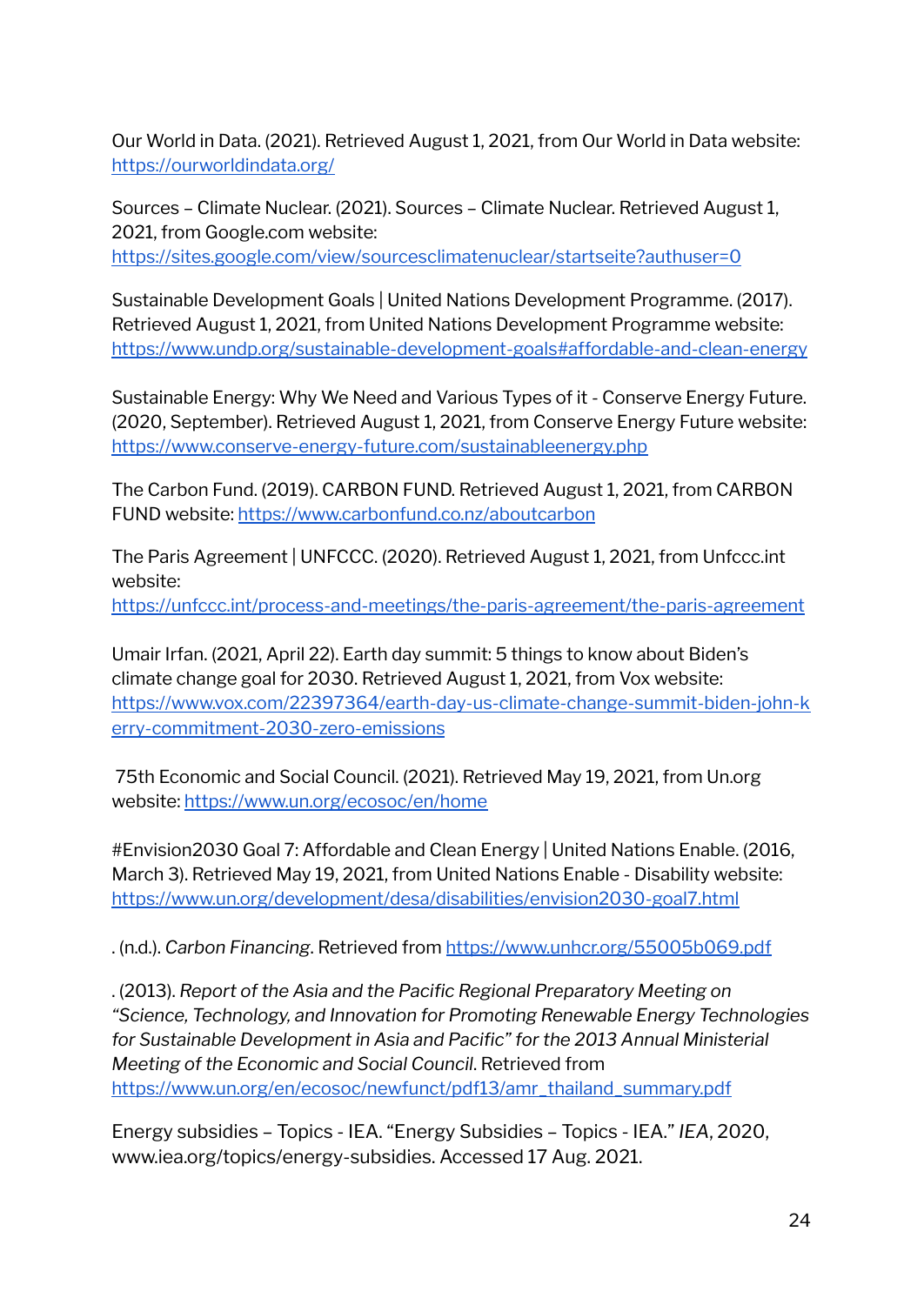Our World in Data. (2021). Retrieved August 1, 2021, from Our World in Data website: https://ourworldindata.org/

Sources – Climate Nuclear. (2021). Sources – Climate Nuclear. Retrieved August 1, 2021, from Google.com website: https://sites.google.com/view/sourcesclimatenuclear/startseite?authuser=0

Sustainable Development Goals | United Nations Development Programme. (2017). Retrieved August 1, 2021, from United Nations Development Programme website: https://www.undp.org/sustainable-development-goals#affordable-and-clean-energy

Sustainable Energy: Why We Need and Various Types of it - Conserve Energy Future. (2020, September). Retrieved August 1, 2021, from Conserve Energy Future website: https://www.conserve-energy-future.com/sustainableenergy.php

The Carbon Fund. (2019). CARBON FUND. Retrieved August 1, 2021, from CARBON FUND website: https://www.carbonfund.co.nz/aboutcarbon

The Paris Agreement | UNFCCC. (2020). Retrieved August 1, 2021, from Unfccc.int website: https://unfccc.int/process-and-meetings/the-paris-agreement/the-paris-agreement

Umair Irfan. (2021, April 22). Earth day summit: 5 things to know about Biden's climate change goal for 2030. Retrieved August 1, 2021, from Vox website: https://www.vox.com/22397364/earth-day-us-climate-change-summit-biden-john-kerry-commitment-2030-zero-emissions

75th Economic and Social Council. (2021). Retrieved May 19, 2021, from Un.org website: https://www.un.org/ecosoc/en/home

#Envision2030 Goal 7: Affordable and Clean Energy | United Nations Enable. (2016, March 3). Retrieved May 19, 2021, from United Nations Enable - Disability website: https://www.un.org/development/desa/disabilities/envision2030-goal7.html

. (n.d.). *Carbon Financing*. Retrieved from https://www.unhcr.org/55005b069.pdf

. (2013). *Report of the Asia and the Pacific Regional Preparatory Meeting on "Science, Technology, and Innovation for Promoting Renewable Energy Technologies for Sustainable Development in Asia and Pacific" for the 2013 Annual Ministerial Meeting of the Economic and Social Council*. Retrieved from https://www.un.org/en/ecosoc/newfunct/pdf13/amr_thailand_summary.pdf

Energy subsidies – Topics - IEA. "Energy Subsidies – Topics - IEA." *IEA*, 2020, www.iea.org/topics/energy-subsidies. Accessed 17 Aug. 2021.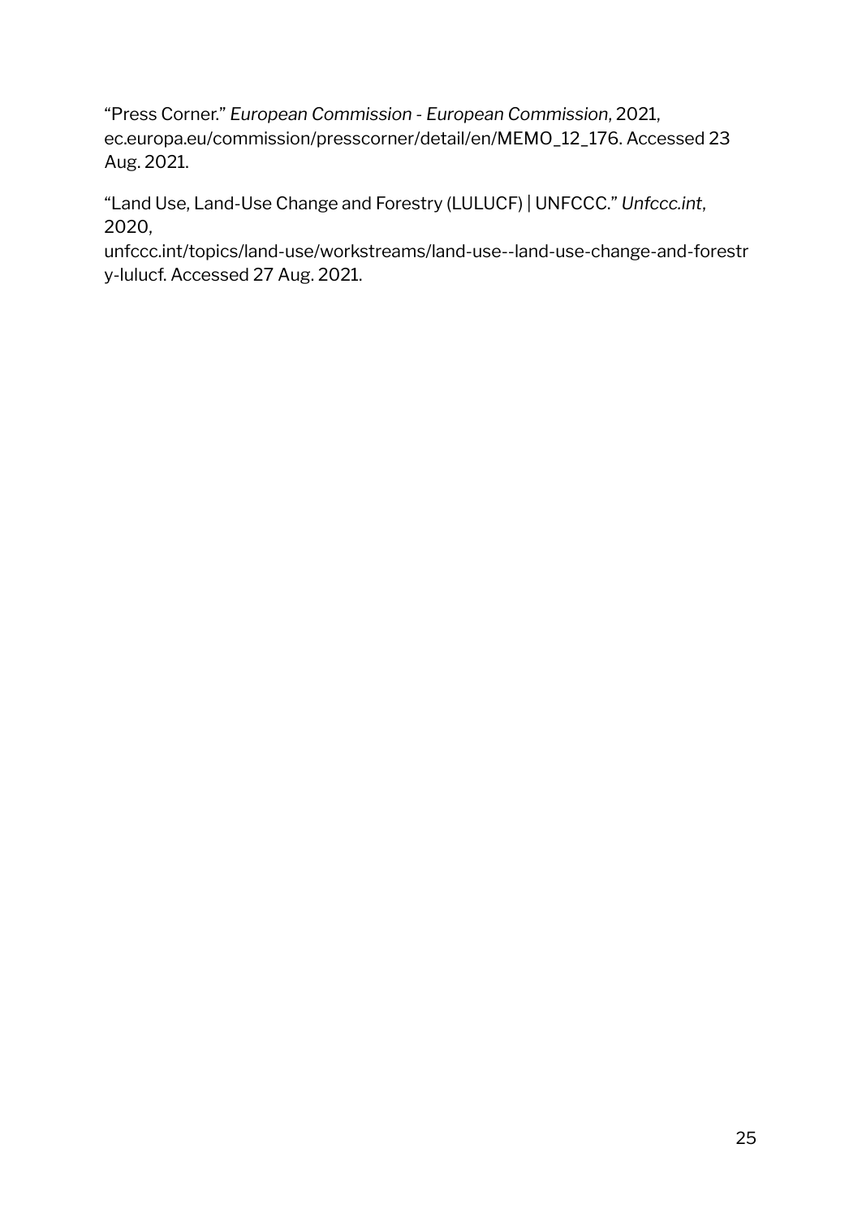"Press Corner." *European Commission - European Commission*, 2021, ec.europa.eu/commission/presscorner/detail/en/MEMO_12_176. Accessed 23 Aug. 2021.

"Land Use, Land-Use Change and Forestry (LULUCF) | UNFCCC." *Unfccc.int*, 2020, unfccc.int/topics/land-use/workstreams/land-use--land-use-change-and-forestry-lulucf. Accessed 27 Aug. 2021.